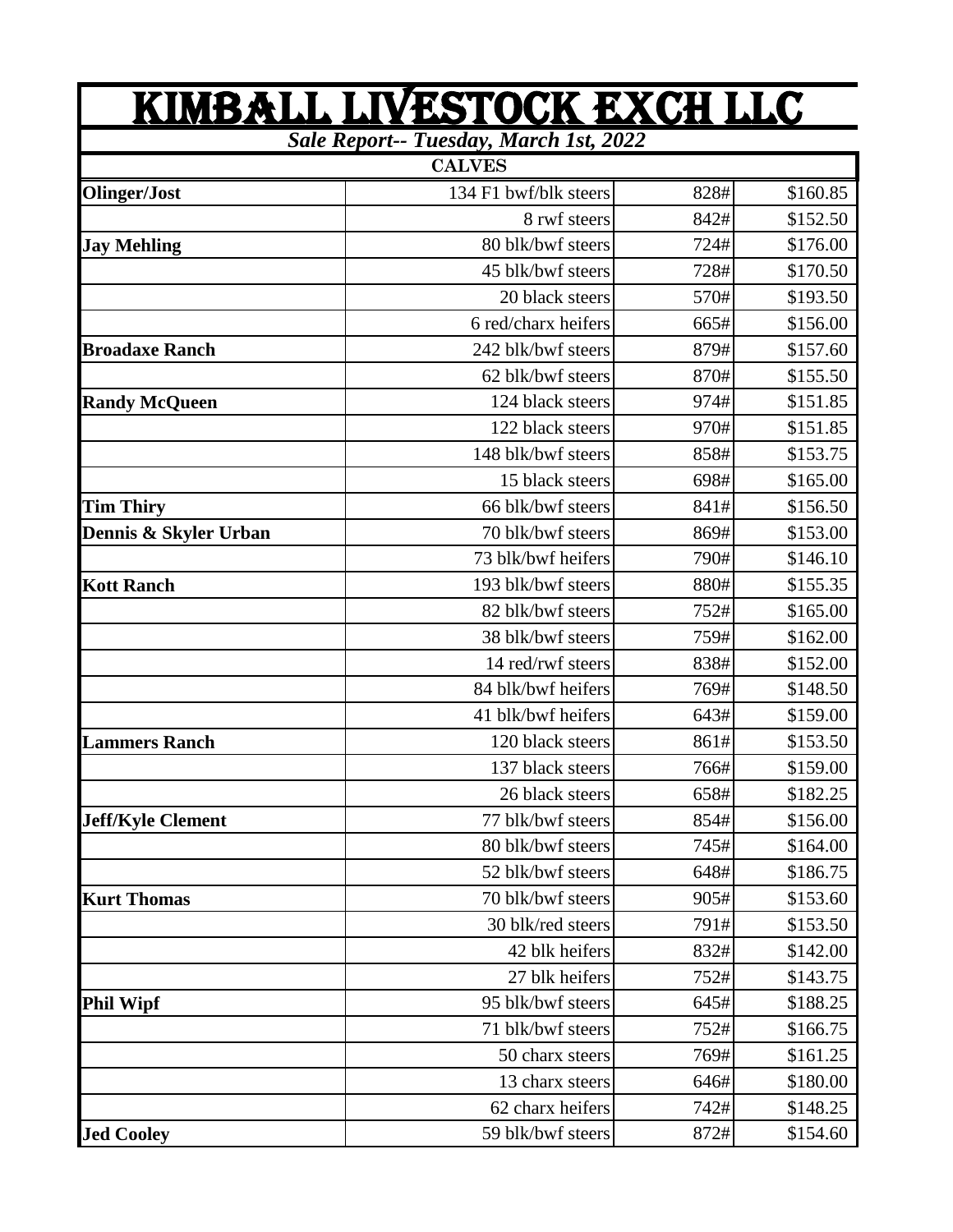# KIMBALL LIVESTOCK EXCH LLC

***Sale Report-- Tuesday, March 1st, 2022***

## CALVES

| | | | |
|---|---|---|---|
| **Olinger/Jost** | 134 F1 bwf/blk steers | 828# | $160.85 |
| | 8 rwf steers | 842# | $152.50 |
| **Jay Mehling** | 80 blk/bwf steers | 724# | $176.00 |
| | 45 blk/bwf steers | 728# | $170.50 |
| | 20 black steers | 570# | $193.50 |
| | 6 red/charx heifers | 665# | $156.00 |
| **Broadaxe Ranch** | 242 blk/bwf steers | 879# | $157.60 |
| | 62 blk/bwf steers | 870# | $155.50 |
| **Randy McQueen** | 124 black steers | 974# | $151.85 |
| | 122 black steers | 970# | $151.85 |
| | 148 blk/bwf steers | 858# | $153.75 |
| | 15 black steers | 698# | $165.00 |
| **Tim Thiry** | 66 blk/bwf steers | 841# | $156.50 |
| **Dennis & Skyler Urban** | 70 blk/bwf steers | 869# | $153.00 |
| | 73 blk/bwf heifers | 790# | $146.10 |
| **Kott Ranch** | 193 blk/bwf steers | 880# | $155.35 |
| | 82 blk/bwf steers | 752# | $165.00 |
| | 38 blk/bwf steers | 759# | $162.00 |
| | 14 red/rwf steers | 838# | $152.00 |
| | 84 blk/bwf heifers | 769# | $148.50 |
| | 41 blk/bwf heifers | 643# | $159.00 |
| **Lammers Ranch** | 120 black steers | 861# | $153.50 |
| | 137 black steers | 766# | $159.00 |
| | 26 black steers | 658# | $182.25 |
| **Jeff/Kyle Clement** | 77 blk/bwf steers | 854# | $156.00 |
| | 80 blk/bwf steers | 745# | $164.00 |
| | 52 blk/bwf steers | 648# | $186.75 |
| **Kurt Thomas** | 70 blk/bwf steers | 905# | $153.60 |
| | 30 blk/red steers | 791# | $153.50 |
| | 42 blk heifers | 832# | $142.00 |
| | 27 blk heifers | 752# | $143.75 |
| **Phil Wipf** | 95 blk/bwf steers | 645# | $188.25 |
| | 71 blk/bwf steers | 752# | $166.75 |
| | 50 charx steers | 769# | $161.25 |
| | 13 charx steers | 646# | $180.00 |
| | 62 charx heifers | 742# | $148.25 |
| **Jed Cooley** | 59 blk/bwf steers | 872# | $154.60 |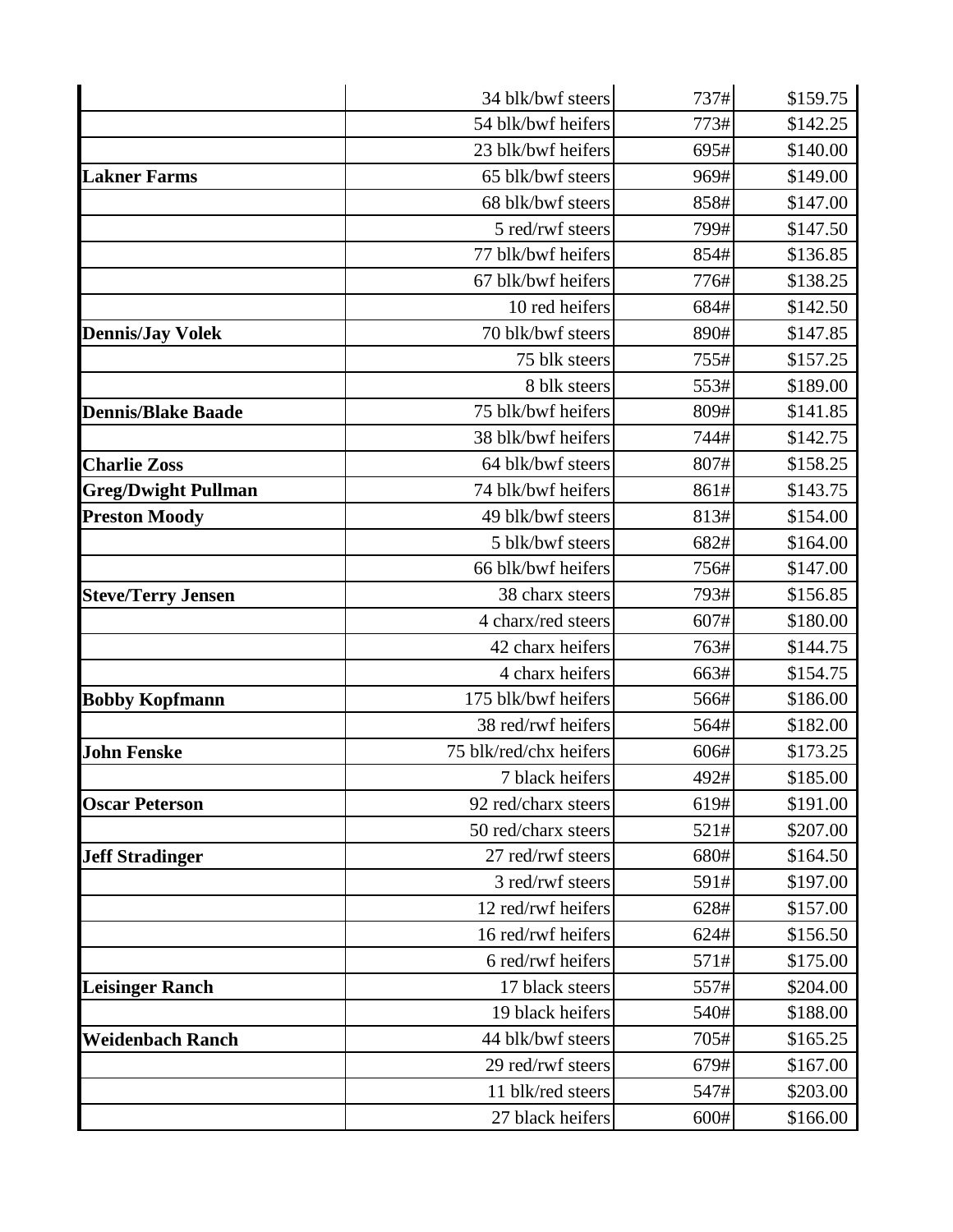| | | | |
|---|---|---|---|
| | 34 blk/bwf steers | 737# | $159.75 |
| | 54 blk/bwf heifers | 773# | $142.25 |
| | 23 blk/bwf heifers | 695# | $140.00 |
| **Lakner Farms** | 65 blk/bwf steers | 969# | $149.00 |
| | 68 blk/bwf steers | 858# | $147.00 |
| | 5 red/rwf steers | 799# | $147.50 |
| | 77 blk/bwf heifers | 854# | $136.85 |
| | 67 blk/bwf heifers | 776# | $138.25 |
| | 10 red heifers | 684# | $142.50 |
| **Dennis/Jay Volek** | 70 blk/bwf steers | 890# | $147.85 |
| | 75 blk steers | 755# | $157.25 |
| | 8 blk steers | 553# | $189.00 |
| **Dennis/Blake Baade** | 75 blk/bwf heifers | 809# | $141.85 |
| | 38 blk/bwf heifers | 744# | $142.75 |
| **Charlie Zoss** | 64 blk/bwf steers | 807# | $158.25 |
| **Greg/Dwight Pullman** | 74 blk/bwf heifers | 861# | $143.75 |
| **Preston Moody** | 49 blk/bwf steers | 813# | $154.00 |
| | 5 blk/bwf steers | 682# | $164.00 |
| | 66 blk/bwf heifers | 756# | $147.00 |
| **Steve/Terry Jensen** | 38 charx steers | 793# | $156.85 |
| | 4 charx/red steers | 607# | $180.00 |
| | 42 charx heifers | 763# | $144.75 |
| | 4 charx heifers | 663# | $154.75 |
| **Bobby Kopfmann** | 175 blk/bwf heifers | 566# | $186.00 |
| | 38 red/rwf heifers | 564# | $182.00 |
| **John Fenske** | 75 blk/red/chx heifers | 606# | $173.25 |
| | 7 black heifers | 492# | $185.00 |
| **Oscar Peterson** | 92 red/charx steers | 619# | $191.00 |
| | 50 red/charx steers | 521# | $207.00 |
| **Jeff Stradinger** | 27 red/rwf steers | 680# | $164.50 |
| | 3 red/rwf steers | 591# | $197.00 |
| | 12 red/rwf heifers | 628# | $157.00 |
| | 16 red/rwf heifers | 624# | $156.50 |
| | 6 red/rwf heifers | 571# | $175.00 |
| **Leisinger Ranch** | 17 black steers | 557# | $204.00 |
| | 19 black heifers | 540# | $188.00 |
| **Weidenbach Ranch** | 44 blk/bwf steers | 705# | $165.25 |
| | 29 red/rwf steers | 679# | $167.00 |
| | 11 blk/red steers | 547# | $203.00 |
| | 27 black heifers | 600# | $166.00 |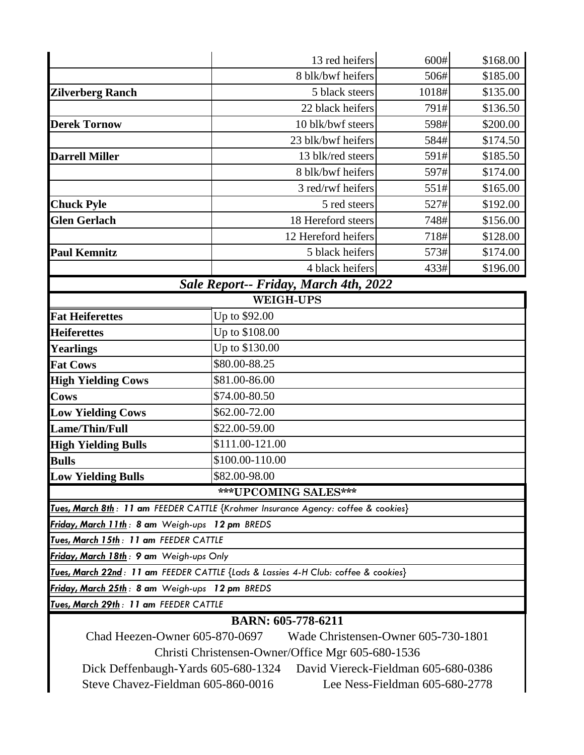|  |  |  |  |
|---|---|---|---|
|  | 13 red heifers | 600# | $168.00 |
|  | 8 blk/bwf heifers | 506# | $185.00 |
| **Zilverberg Ranch** | 5 black steers | 1018# | $135.00 |
|  | 22 black heifers | 791# | $136.50 |
| **Derek Tornow** | 10 blk/bwf steers | 598# | $200.00 |
|  | 23 blk/bwf heifers | 584# | $174.50 |
| **Darrell Miller** | 13 blk/red steers | 591# | $185.50 |
|  | 8 blk/bwf heifers | 597# | $174.00 |
|  | 3 red/rwf heifers | 551# | $165.00 |
| **Chuck Pyle** | 5 red steers | 527# | $192.00 |
| **Glen Gerlach** | 18 Hereford steers | 748# | $156.00 |
|  | 12 Hereford heifers | 718# | $128.00 |
| **Paul Kemnitz** | 5 black heifers | 573# | $174.00 |
|  | 4 black heifers | 433# | $196.00 |

## *Sale Report-- Friday, March 4th, 2022*

| WEIGH-UPS |  |
|---|---|
| **Fat Heiferettes** | Up to $92.00 |
| **Heiferettes** | Up to $108.00 |
| **Yearlings** | Up to $130.00 |
| **Fat Cows** | $80.00-88.25 |
| **High Yielding Cows** | $81.00-86.00 |
| **Cows** | $74.00-80.50 |
| **Low Yielding Cows** | $62.00-72.00 |
| **Lame/Thin/Full** | $22.00-59.00 |
| **High Yielding Bulls** | $111.00-121.00 |
| **Bulls** | $100.00-110.00 |
| **Low Yielding Bulls** | $82.00-98.00 |

### ***UPCOMING SALES***

*Tues, March 8th* : **11 am** FEEDER CATTLE {Krohmer Insurance Agency: coffee & cookies}

*Friday, March 11th* : **8 am** Weigh-ups **12 pm** BREDS

*Tues, March 15th* : **11 am** FEEDER CATTLE

*Friday, March 18th* : **9 am** Weigh-ups Only

*Tues, March 22nd* : **11 am** FEEDER CATTLE {Lads & Lassies 4-H Club: coffee & cookies}

*Friday, March 25th* : **8 am** Weigh-ups **12 pm** BREDS

*Tues, March 29th* : **11 am** FEEDER CATTLE

**BARN: 605-778-6211**

Chad Heezen-Owner 605-870-0697 Wade Christensen-Owner 605-730-1801

Christi Christensen-Owner/Office Mgr 605-680-1536

Dick Deffenbaugh-Yards 605-680-1324 David Viereck-Fieldman 605-680-0386

Steve Chavez-Fieldman 605-860-0016 Lee Ness-Fieldman 605-680-2778